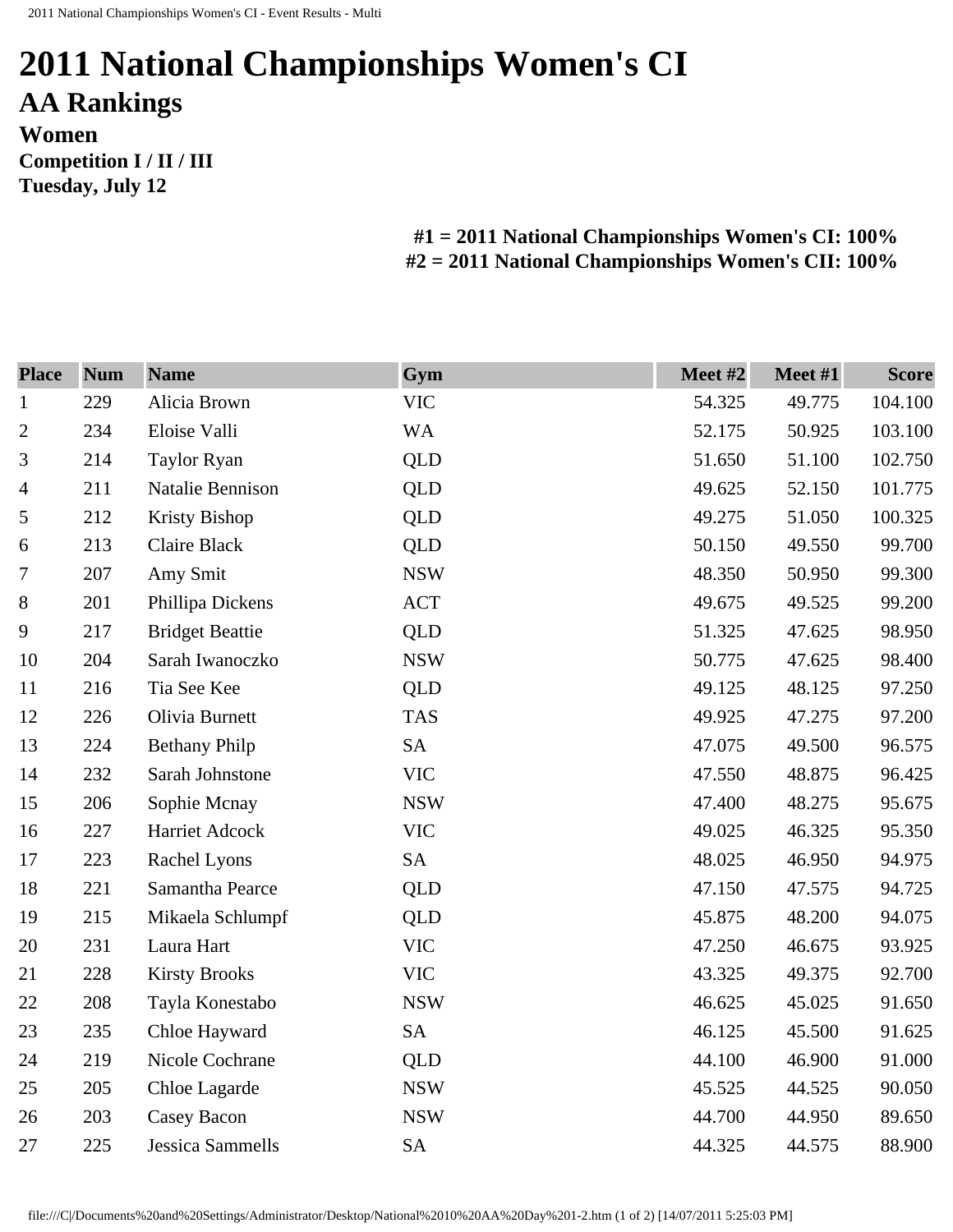# 2011 National Championships Women's CI

## AA Rankings

### Women

**Competition I / II / III**

**Tuesday, July 12**

**#1 = 2011 National Championships Women's CI: 100%**
**#2 = 2011 National Championships Women's CII: 100%**

| Place | Num | Name | Gym | Meet #2 | Meet #1 | Score |
|---|---|---|---|---|---|---|
| 1 | 229 | Alicia Brown | VIC | 54.325 | 49.775 | 104.100 |
| 2 | 234 | Eloise Valli | WA | 52.175 | 50.925 | 103.100 |
| 3 | 214 | Taylor Ryan | QLD | 51.650 | 51.100 | 102.750 |
| 4 | 211 | Natalie Bennison | QLD | 49.625 | 52.150 | 101.775 |
| 5 | 212 | Kristy Bishop | QLD | 49.275 | 51.050 | 100.325 |
| 6 | 213 | Claire Black | QLD | 50.150 | 49.550 | 99.700 |
| 7 | 207 | Amy Smit | NSW | 48.350 | 50.950 | 99.300 |
| 8 | 201 | Phillipa Dickens | ACT | 49.675 | 49.525 | 99.200 |
| 9 | 217 | Bridget Beattie | QLD | 51.325 | 47.625 | 98.950 |
| 10 | 204 | Sarah Iwanoczko | NSW | 50.775 | 47.625 | 98.400 |
| 11 | 216 | Tia See Kee | QLD | 49.125 | 48.125 | 97.250 |
| 12 | 226 | Olivia Burnett | TAS | 49.925 | 47.275 | 97.200 |
| 13 | 224 | Bethany Philp | SA | 47.075 | 49.500 | 96.575 |
| 14 | 232 | Sarah Johnstone | VIC | 47.550 | 48.875 | 96.425 |
| 15 | 206 | Sophie Mcnay | NSW | 47.400 | 48.275 | 95.675 |
| 16 | 227 | Harriet Adcock | VIC | 49.025 | 46.325 | 95.350 |
| 17 | 223 | Rachel Lyons | SA | 48.025 | 46.950 | 94.975 |
| 18 | 221 | Samantha Pearce | QLD | 47.150 | 47.575 | 94.725 |
| 19 | 215 | Mikaela Schlumpf | QLD | 45.875 | 48.200 | 94.075 |
| 20 | 231 | Laura Hart | VIC | 47.250 | 46.675 | 93.925 |
| 21 | 228 | Kirsty Brooks | VIC | 43.325 | 49.375 | 92.700 |
| 22 | 208 | Tayla Konestabo | NSW | 46.625 | 45.025 | 91.650 |
| 23 | 235 | Chloe Hayward | SA | 46.125 | 45.500 | 91.625 |
| 24 | 219 | Nicole Cochrane | QLD | 44.100 | 46.900 | 91.000 |
| 25 | 205 | Chloe Lagarde | NSW | 45.525 | 44.525 | 90.050 |
| 26 | 203 | Casey Bacon | NSW | 44.700 | 44.950 | 89.650 |
| 27 | 225 | Jessica Sammells | SA | 44.325 | 44.575 | 88.900 |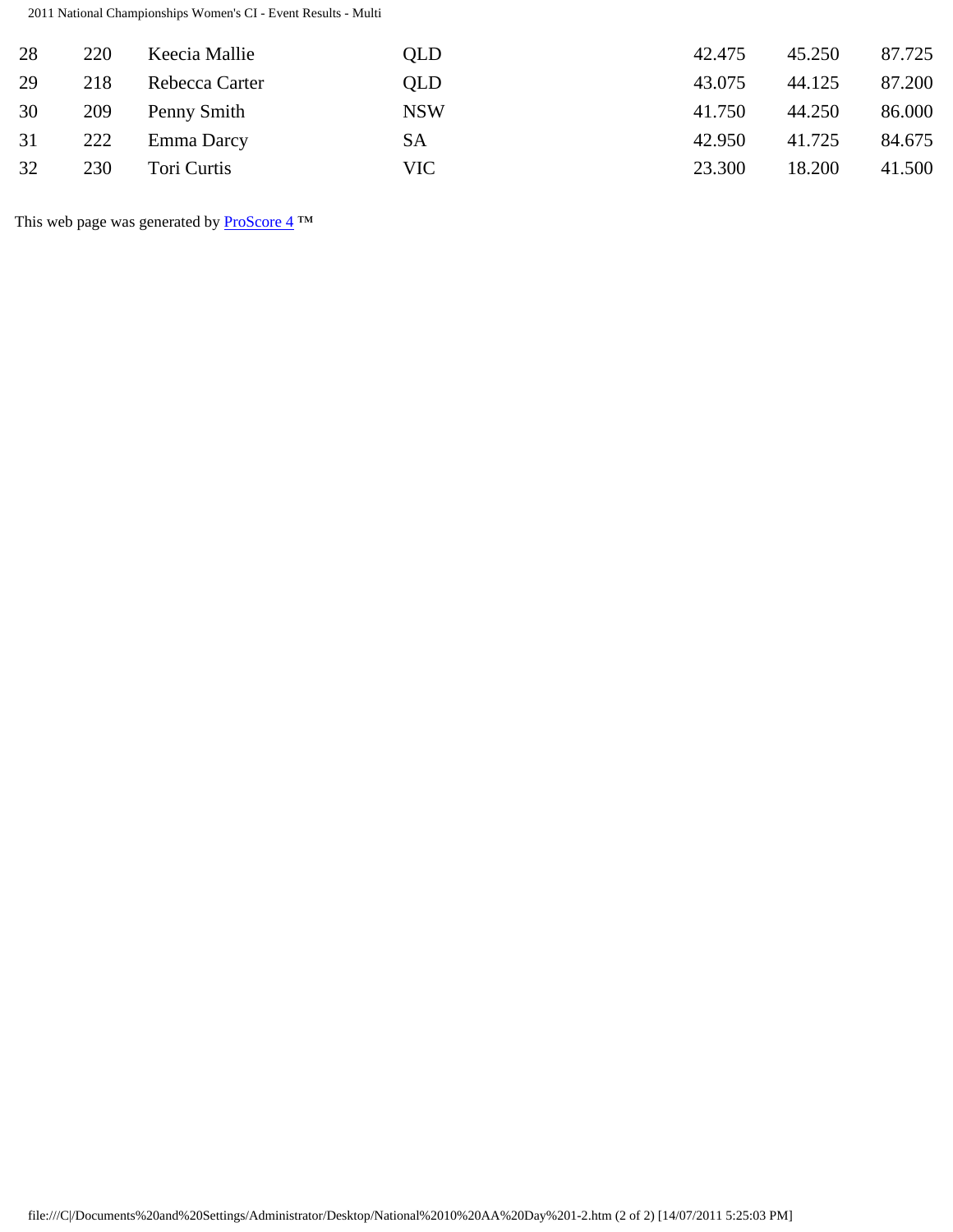| | | | | | | |
|---|---|---|---|---|---|---|
| 28 | 220 | Keecia Mallie | QLD | 42.475 | 45.250 | 87.725 |
| 29 | 218 | Rebecca Carter | QLD | 43.075 | 44.125 | 87.200 |
| 30 | 209 | Penny Smith | NSW | 41.750 | 44.250 | 86.000 |
| 31 | 222 | Emma Darcy | SA | 42.950 | 41.725 | 84.675 |
| 32 | 230 | Tori Curtis | VIC | 23.300 | 18.200 | 41.500 |

This web page was generated by ProScore 4 ™